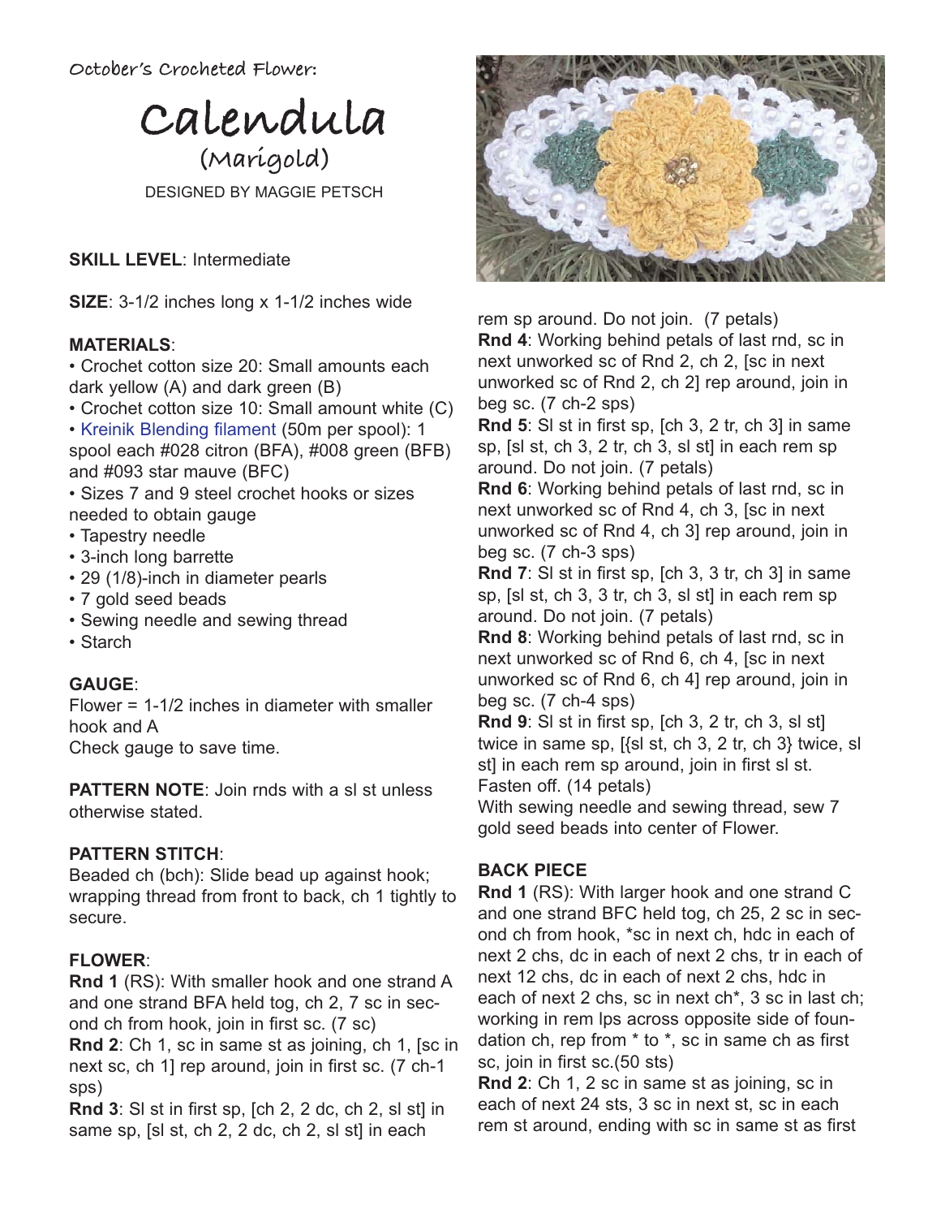October's Crocheted Flower:

# Calendula

## (Marigold)

DESIGNED BY MAGGIE PETSCH

**SKILL LEVEL**: Intermediate

**SIZE**: 3-1/2 inches long x 1-1/2 inches wide

**MATERIALS**:

- Crochet cotton size 20: Small amounts each dark yellow (A) and dark green (B)
- Crochet cotton size 10: Small amount white (C)
- Kreinik Blending filament (50m per spool): 1 spool each #028 citron (BFA), #008 green (BFB) and #093 star mauve (BFC)
- Sizes 7 and 9 steel crochet hooks or sizes needed to obtain gauge
- Tapestry needle
- 3-inch long barrette
- 29 (1/8)-inch in diameter pearls
- 7 gold seed beads
- Sewing needle and sewing thread
- Starch

**GAUGE**:
Flower = 1-1/2 inches in diameter with smaller hook and A
Check gauge to save time.

**PATTERN NOTE**: Join rnds with a sl st unless otherwise stated.

**PATTERN STITCH**:
Beaded ch (bch): Slide bead up against hook; wrapping thread from front to back, ch 1 tightly to secure.

**FLOWER**:

**Rnd 1** (RS): With smaller hook and one strand A and one strand BFA held tog, ch 2, 7 sc in second ch from hook, join in first sc. (7 sc)

**Rnd 2**: Ch 1, sc in same st as joining, ch 1, [sc in next sc, ch 1] rep around, join in first sc. (7 ch-1 sps)

**Rnd 3**: Sl st in first sp, [ch 2, 2 dc, ch 2, sl st] in same sp, [sl st, ch 2, 2 dc, ch 2, sl st] in each rem sp around. Do not join. (7 petals)

**Rnd 4**: Working behind petals of last rnd, sc in next unworked sc of Rnd 2, ch 2, [sc in next unworked sc of Rnd 2, ch 2] rep around, join in beg sc. (7 ch-2 sps)

**Rnd 5**: Sl st in first sp, [ch 3, 2 tr, ch 3] in same sp, [sl st, ch 3, 2 tr, ch 3, sl st] in each rem sp around. Do not join. (7 petals)

**Rnd 6**: Working behind petals of last rnd, sc in next unworked sc of Rnd 4, ch 3, [sc in next unworked sc of Rnd 4, ch 3] rep around, join in beg sc. (7 ch-3 sps)

**Rnd 7**: Sl st in first sp, [ch 3, 3 tr, ch 3] in same sp, [sl st, ch 3, 3 tr, ch 3, sl st] in each rem sp around. Do not join. (7 petals)

**Rnd 8**: Working behind petals of last rnd, sc in next unworked sc of Rnd 6, ch 4, [sc in next unworked sc of Rnd 6, ch 4] rep around, join in beg sc. (7 ch-4 sps)

**Rnd 9**: Sl st in first sp, [ch 3, 2 tr, ch 3, sl st] twice in same sp, [{sl st, ch 3, 2 tr, ch 3} twice, sl st] in each rem sp around, join in first sl st. Fasten off. (14 petals)

With sewing needle and sewing thread, sew 7 gold seed beads into center of Flower.

**BACK PIECE**

**Rnd 1** (RS): With larger hook and one strand C and one strand BFC held tog, ch 25, 2 sc in second ch from hook, *sc in next ch, hdc in each of next 2 chs, dc in each of next 2 chs, tr in each of next 12 chs, dc in each of next 2 chs, hdc in each of next 2 chs, sc in next ch*, 3 sc in last ch; working in rem lps across opposite side of foundation ch, rep from * to *, sc in same ch as first sc, join in first sc.(50 sts)

**Rnd 2**: Ch 1, 2 sc in same st as joining, sc in each of next 24 sts, 3 sc in next st, sc in each rem st around, ending with sc in same st as first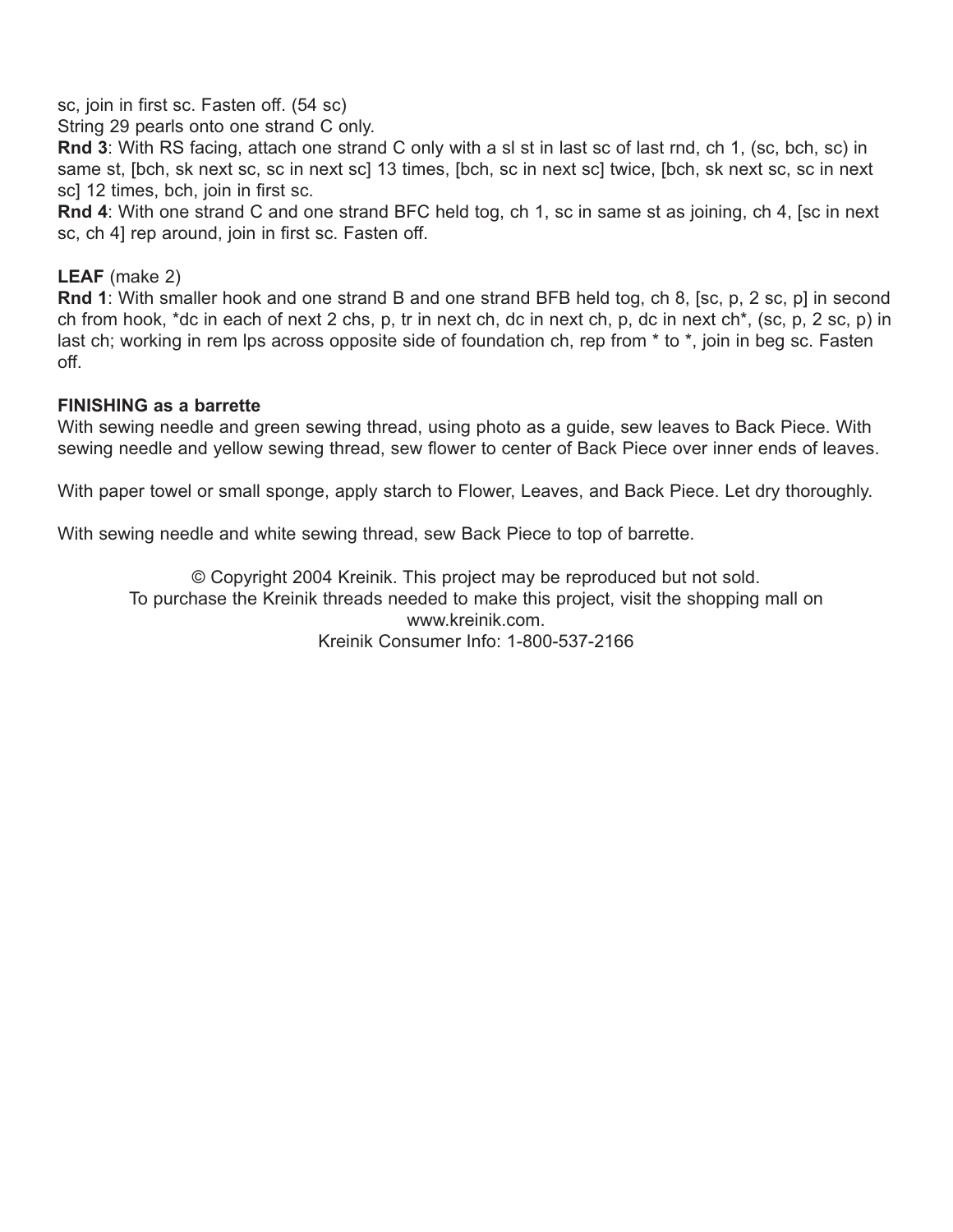sc, join in first sc. Fasten off. (54 sc)

String 29 pearls onto one strand C only.

**Rnd 3**: With RS facing, attach one strand C only with a sl st in last sc of last rnd, ch 1, (sc, bch, sc) in same st, [bch, sk next sc, sc in next sc] 13 times, [bch, sc in next sc] twice, [bch, sk next sc, sc in next sc] 12 times, bch, join in first sc.

**Rnd 4**: With one strand C and one strand BFC held tog, ch 1, sc in same st as joining, ch 4, [sc in next sc, ch 4] rep around, join in first sc. Fasten off.

**LEAF** (make 2)

**Rnd 1**: With smaller hook and one strand B and one strand BFB held tog, ch 8, [sc, p, 2 sc, p] in second ch from hook, *dc in each of next 2 chs, p, tr in next ch, dc in next ch, p, dc in next ch*, (sc, p, 2 sc, p) in last ch; working in rem lps across opposite side of foundation ch, rep from * to *, join in beg sc. Fasten off.

**FINISHING as a barrette**

With sewing needle and green sewing thread, using photo as a guide, sew leaves to Back Piece. With sewing needle and yellow sewing thread, sew flower to center of Back Piece over inner ends of leaves.

With paper towel or small sponge, apply starch to Flower, Leaves, and Back Piece. Let dry thoroughly.

With sewing needle and white sewing thread, sew Back Piece to top of barrette.

© Copyright 2004 Kreinik. This project may be reproduced but not sold.
To purchase the Kreinik threads needed to make this project, visit the shopping mall on www.kreinik.com.
Kreinik Consumer Info: 1-800-537-2166